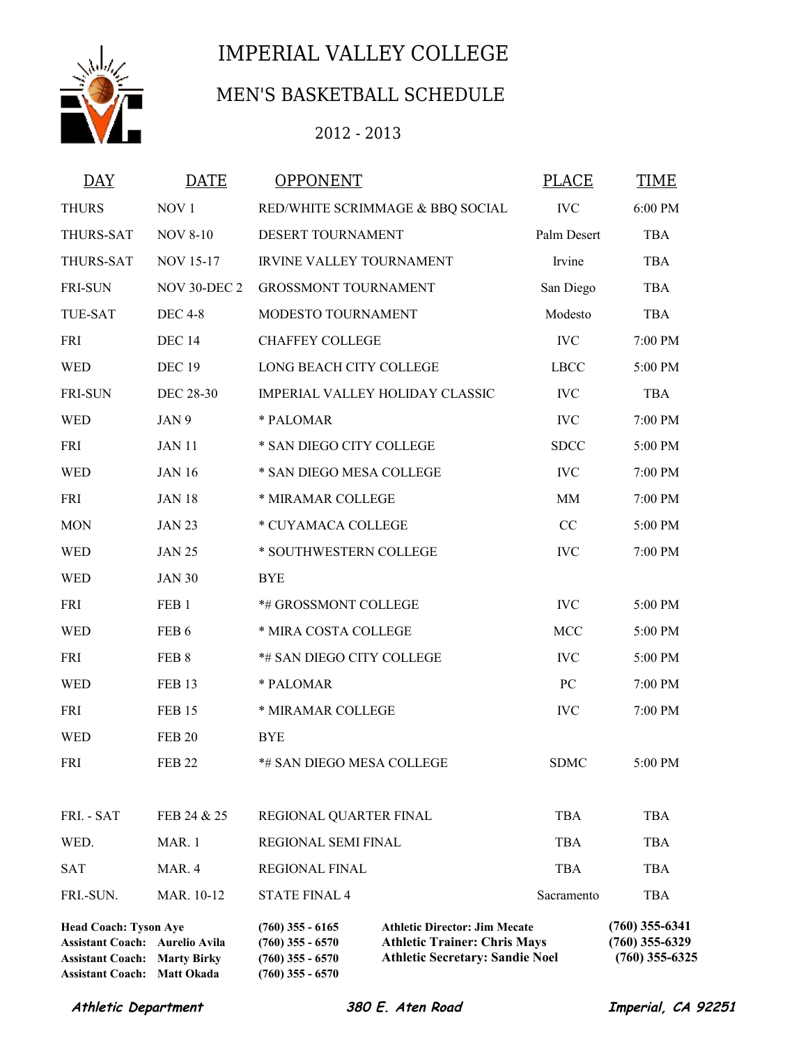# IMPERIAL VALLEY COLLEGE

## MEN'S BASKETBALL SCHEDULE

2012 - 2013

| DAY | DATE | OPPONENT | PLACE | TIME |
|---|---|---|---|---|
| THURS | NOV 1 | RED/WHITE SCRIMMAGE & BBQ SOCIAL | IVC | 6:00 PM |
| THURS-SAT | NOV 8-10 | DESERT TOURNAMENT | Palm Desert | TBA |
| THURS-SAT | NOV 15-17 | IRVINE VALLEY TOURNAMENT | Irvine | TBA |
| FRI-SUN | NOV 30-DEC 2 | GROSSMONT TOURNAMENT | San Diego | TBA |
| TUE-SAT | DEC 4-8 | MODESTO TOURNAMENT | Modesto | TBA |
| FRI | DEC 14 | CHAFFEY COLLEGE | IVC | 7:00 PM |
| WED | DEC 19 | LONG BEACH CITY COLLEGE | LBCC | 5:00 PM |
| FRI-SUN | DEC 28-30 | IMPERIAL VALLEY HOLIDAY CLASSIC | IVC | TBA |
| WED | JAN 9 | * PALOMAR | IVC | 7:00 PM |
| FRI | JAN 11 | * SAN DIEGO CITY COLLEGE | SDCC | 5:00 PM |
| WED | JAN 16 | * SAN DIEGO MESA COLLEGE | IVC | 7:00 PM |
| FRI | JAN 18 | * MIRAMAR COLLEGE | MM | 7:00 PM |
| MON | JAN 23 | * CUYAMACA COLLEGE | CC | 5:00 PM |
| WED | JAN 25 | * SOUTHWESTERN COLLEGE | IVC | 7:00 PM |
| WED | JAN 30 | BYE | | |
| FRI | FEB 1 | *# GROSSMONT COLLEGE | IVC | 5:00 PM |
| WED | FEB 6 | * MIRA COSTA COLLEGE | MCC | 5:00 PM |
| FRI | FEB 8 | *# SAN DIEGO CITY COLLEGE | IVC | 5:00 PM |
| WED | FEB 13 | * PALOMAR | PC | 7:00 PM |
| FRI | FEB 15 | * MIRAMAR COLLEGE | IVC | 7:00 PM |
| WED | FEB 20 | BYE | | |
| FRI | FEB 22 | *# SAN DIEGO MESA COLLEGE | SDMC | 5:00 PM |
| FRI. - SAT | FEB 24 & 25 | REGIONAL QUARTER FINAL | TBA | TBA |
| WED. | MAR. 1 | REGIONAL SEMI FINAL | TBA | TBA |
| SAT | MAR. 4 | REGIONAL FINAL | TBA | TBA |
| FRI.-SUN. | MAR. 10-12 | STATE FINAL 4 | Sacramento | TBA |

**Head Coach: Tyson Aye** (760) 355 - 6165
**Assistant Coach: Aurelio Avila** (760) 355 - 6570
**Assistant Coach: Marty Birky** (760) 355 - 6570
**Assistant Coach: Matt Okada** (760) 355 - 6570

**Athletic Director: Jim Mecate** (760) 355-6341
**Athletic Trainer: Chris Mays** (760) 355-6329
**Athletic Secretary: Sandie Noel** (760) 355-6325

***Athletic Department*** ***380 E. Aten Road*** ***Imperial, CA 92251***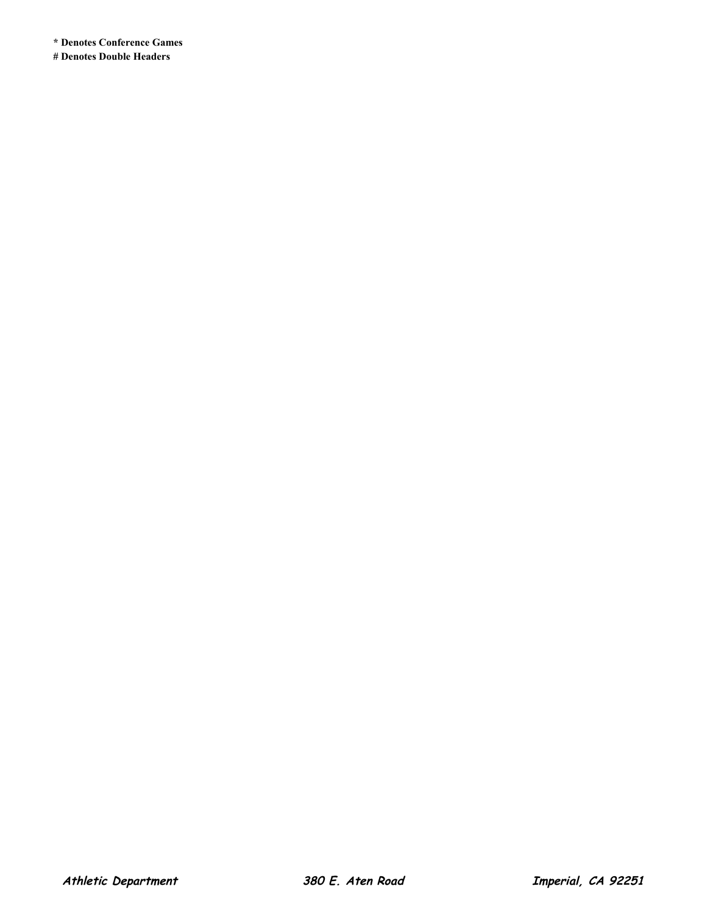* Denotes Conference Games
# Denotes Double Headers